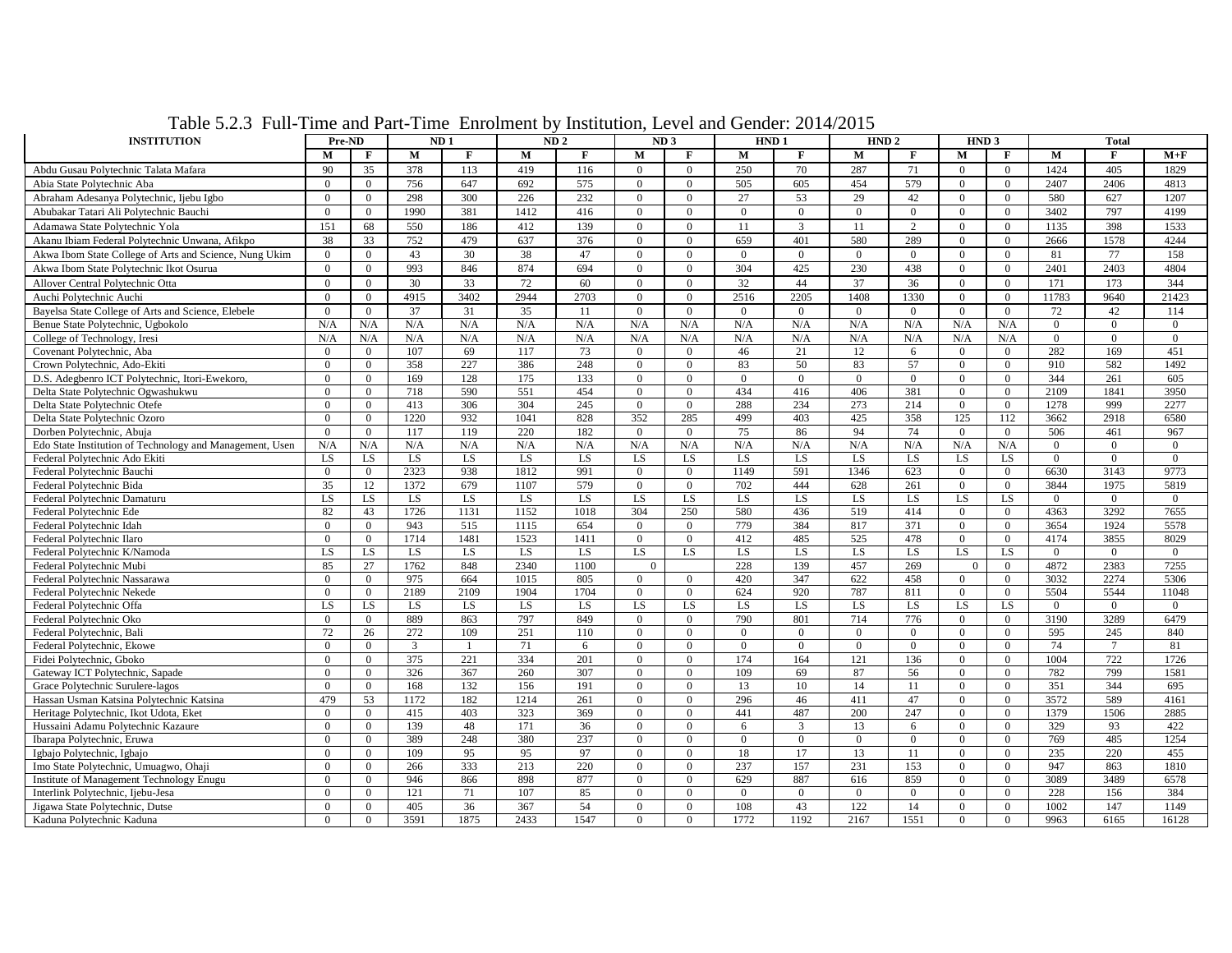# Table 5.2.3 Full-Time and Part-Time Enrolment by Institution, Level and Gender: 2014/2015

| INSTITUTION | Pre-ND | | ND 1 | | ND 2 | | ND 3 | | HND 1 | | HND 2 | | HND 3 | | Total | | |
|---|---|---|---|---|---|---|---|---|---|---|---|---|---|---|---|---|---|
| | M | F | M | F | M | F | M | F | M | F | M | F | M | F | M | F | M+F |
| Abdu Gusau Polytechnic Talata Mafara | 90 | 35 | 378 | 113 | 419 | 116 | 0 | 0 | 250 | 70 | 287 | 71 | 0 | 0 | 1424 | 405 | 1829 |
| Abia State Polytechnic Aba | 0 | 0 | 756 | 647 | 692 | 575 | 0 | 0 | 505 | 605 | 454 | 579 | 0 | 0 | 2407 | 2406 | 4813 |
| Abraham Adesanya Polytechnic, Ijebu Igbo | 0 | 0 | 298 | 300 | 226 | 232 | 0 | 0 | 27 | 53 | 29 | 42 | 0 | 0 | 580 | 627 | 1207 |
| Abubakar Tatari Ali Polytechnic Bauchi | 0 | 0 | 1990 | 381 | 1412 | 416 | 0 | 0 | 0 | 0 | 0 | 0 | 0 | 0 | 3402 | 797 | 4199 |
| Adamawa State Polytechnic Yola | 151 | 68 | 550 | 186 | 412 | 139 | 0 | 0 | 11 | 3 | 11 | 2 | 0 | 0 | 1135 | 398 | 1533 |
| Akanu Ibiam Federal Polytechnic Unwana, Afikpo | 38 | 33 | 752 | 479 | 637 | 376 | 0 | 0 | 659 | 401 | 580 | 289 | 0 | 0 | 2666 | 1578 | 4244 |
| Akwa Ibom State College of Arts and Science, Nung Ukim | 0 | 0 | 43 | 30 | 38 | 47 | 0 | 0 | 0 | 0 | 0 | 0 | 0 | 0 | 81 | 77 | 158 |
| Akwa Ibom State Polytechnic Ikot Osurua | 0 | 0 | 993 | 846 | 874 | 694 | 0 | 0 | 304 | 425 | 230 | 438 | 0 | 0 | 2401 | 2403 | 4804 |
| Allover Central Polytechnic Otta | 0 | 0 | 30 | 33 | 72 | 60 | 0 | 0 | 32 | 44 | 37 | 36 | 0 | 0 | 171 | 173 | 344 |
| Auchi Polytechnic Auchi | 0 | 0 | 4915 | 3402 | 2944 | 2703 | 0 | 0 | 2516 | 2205 | 1408 | 1330 | 0 | 0 | 11783 | 9640 | 21423 |
| Bayelsa State College of Arts and Science, Elebele | 0 | 0 | 37 | 31 | 35 | 11 | 0 | 0 | 0 | 0 | 0 | 0 | 0 | 0 | 72 | 42 | 114 |
| Benue State Polytechnic, Ugbokolo | N/A | N/A | N/A | N/A | N/A | N/A | N/A | N/A | N/A | N/A | N/A | N/A | N/A | N/A | 0 | 0 | 0 |
| College of Technology, Iresi | N/A | N/A | N/A | N/A | N/A | N/A | N/A | N/A | N/A | N/A | N/A | N/A | N/A | N/A | 0 | 0 | 0 |
| Covenant Polytechnic, Aba | 0 | 0 | 107 | 69 | 117 | 73 | 0 | 0 | 46 | 21 | 12 | 6 | 0 | 0 | 282 | 169 | 451 |
| Crown Polytechnic, Ado-Ekiti | 0 | 0 | 358 | 227 | 386 | 248 | 0 | 0 | 83 | 50 | 83 | 57 | 0 | 0 | 910 | 582 | 1492 |
| D.S. Adegbenro ICT Polytechnic, Itori-Ewekoro, | 0 | 0 | 169 | 128 | 175 | 133 | 0 | 0 | 0 | 0 | 0 | 0 | 0 | 0 | 344 | 261 | 605 |
| Delta State Polytechnic Ogwashukwu | 0 | 0 | 718 | 590 | 551 | 454 | 0 | 0 | 434 | 416 | 406 | 381 | 0 | 0 | 2109 | 1841 | 3950 |
| Delta State Polytechnic Otefe | 0 | 0 | 413 | 306 | 304 | 245 | 0 | 0 | 288 | 234 | 273 | 214 | 0 | 0 | 1278 | 999 | 2277 |
| Delta State Polytechnic Ozoro | 0 | 0 | 1220 | 932 | 1041 | 828 | 352 | 285 | 499 | 403 | 425 | 358 | 125 | 112 | 3662 | 2918 | 6580 |
| Dorben Polytechnic, Abuja | 0 | 0 | 117 | 119 | 220 | 182 | 0 | 0 | 75 | 86 | 94 | 74 | 0 | 0 | 506 | 461 | 967 |
| Edo State Institution of Technology and Management, Usen | N/A | N/A | N/A | N/A | N/A | N/A | N/A | N/A | N/A | N/A | N/A | N/A | N/A | N/A | 0 | 0 | 0 |
| Federal Polytechnic Ado Ekiti | LS | LS | LS | LS | LS | LS | LS | LS | LS | LS | LS | LS | LS | LS | 0 | 0 | 0 |
| Federal Polytechnic Bauchi | 0 | 0 | 2323 | 938 | 1812 | 991 | 0 | 0 | 1149 | 591 | 1346 | 623 | 0 | 0 | 6630 | 3143 | 9773 |
| Federal Polytechnic Bida | 35 | 12 | 1372 | 679 | 1107 | 579 | 0 | 0 | 702 | 444 | 628 | 261 | 0 | 0 | 3844 | 1975 | 5819 |
| Federal Polytechnic Damaturu | LS | LS | LS | LS | LS | LS | LS | LS | LS | LS | LS | LS | LS | LS | 0 | 0 | 0 |
| Federal Polytechnic Ede | 82 | 43 | 1726 | 1131 | 1152 | 1018 | 304 | 250 | 580 | 436 | 519 | 414 | 0 | 0 | 4363 | 3292 | 7655 |
| Federal Polytechnic Idah | 0 | 0 | 943 | 515 | 1115 | 654 | 0 | 0 | 779 | 384 | 817 | 371 | 0 | 0 | 3654 | 1924 | 5578 |
| Federal Polytechnic Ilaro | 0 | 0 | 1714 | 1481 | 1523 | 1411 | 0 | 0 | 412 | 485 | 525 | 478 | 0 | 0 | 4174 | 3855 | 8029 |
| Federal Polytechnic K/Namoda | LS | LS | LS | LS | LS | LS | LS | LS | LS | LS | LS | LS | LS | LS | 0 | 0 | 0 |
| Federal Polytechnic Mubi | 85 | 27 | 1762 | 848 | 2340 | 1100 | 0 | | 228 | 139 | 457 | 269 | 0 | 0 | 4872 | 2383 | 7255 |
| Federal Polytechnic Nassarawa | 0 | 0 | 975 | 664 | 1015 | 805 | 0 | 0 | 420 | 347 | 622 | 458 | 0 | 0 | 3032 | 2274 | 5306 |
| Federal Polytechnic Nekede | 0 | 0 | 2189 | 2109 | 1904 | 1704 | 0 | 0 | 624 | 920 | 787 | 811 | 0 | 0 | 5504 | 5544 | 11048 |
| Federal Polytechnic Offa | LS | LS | LS | LS | LS | LS | LS | LS | LS | LS | LS | LS | LS | LS | 0 | 0 | 0 |
| Federal Polytechnic Oko | 0 | 0 | 889 | 863 | 797 | 849 | 0 | 0 | 790 | 801 | 714 | 776 | 0 | 0 | 3190 | 3289 | 6479 |
| Federal Polytechnic, Bali | 72 | 26 | 272 | 109 | 251 | 110 | 0 | 0 | 0 | 0 | 0 | 0 | 0 | 0 | 595 | 245 | 840 |
| Federal Polytechnic, Ekowe | 0 | 0 | 3 | 1 | 71 | 6 | 0 | 0 | 0 | 0 | 0 | 0 | 0 | 0 | 74 | 7 | 81 |
| Fidei Polytechnic, Gboko | 0 | 0 | 375 | 221 | 334 | 201 | 0 | 0 | 174 | 164 | 121 | 136 | 0 | 0 | 1004 | 722 | 1726 |
| Gateway ICT Polytechnic, Sapade | 0 | 0 | 326 | 367 | 260 | 307 | 0 | 0 | 109 | 69 | 87 | 56 | 0 | 0 | 782 | 799 | 1581 |
| Grace Polytechnic Surulere-lagos | 0 | 0 | 168 | 132 | 156 | 191 | 0 | 0 | 13 | 10 | 14 | 11 | 0 | 0 | 351 | 344 | 695 |
| Hassan Usman Katsina Polytechnic Katsina | 479 | 53 | 1172 | 182 | 1214 | 261 | 0 | 0 | 296 | 46 | 411 | 47 | 0 | 0 | 3572 | 589 | 4161 |
| Heritage Polytechnic, Ikot Udota, Eket | 0 | 0 | 415 | 403 | 323 | 369 | 0 | 0 | 441 | 487 | 200 | 247 | 0 | 0 | 1379 | 1506 | 2885 |
| Hussaini Adamu Polytechnic Kazaure | 0 | 0 | 139 | 48 | 171 | 36 | 0 | 0 | 6 | 3 | 13 | 6 | 0 | 0 | 329 | 93 | 422 |
| Ibarapa Polytechnic, Eruwa | 0 | 0 | 389 | 248 | 380 | 237 | 0 | 0 | 0 | 0 | 0 | 0 | 0 | 0 | 769 | 485 | 1254 |
| Igbajo Polytechnic, Igbajo | 0 | 0 | 109 | 95 | 95 | 97 | 0 | 0 | 18 | 17 | 13 | 11 | 0 | 0 | 235 | 220 | 455 |
| Imo State Polytechnic, Umuagwo, Ohaji | 0 | 0 | 266 | 333 | 213 | 220 | 0 | 0 | 237 | 157 | 231 | 153 | 0 | 0 | 947 | 863 | 1810 |
| Institute of Management Technology Enugu | 0 | 0 | 946 | 866 | 898 | 877 | 0 | 0 | 629 | 887 | 616 | 859 | 0 | 0 | 3089 | 3489 | 6578 |
| Interlink Polytechnic, Ijebu-Jesa | 0 | 0 | 121 | 71 | 107 | 85 | 0 | 0 | 0 | 0 | 0 | 0 | 0 | 0 | 228 | 156 | 384 |
| Jigawa State Polytechnic, Dutse | 0 | 0 | 405 | 36 | 367 | 54 | 0 | 0 | 108 | 43 | 122 | 14 | 0 | 0 | 1002 | 147 | 1149 |
| Kaduna Polytechnic Kaduna | 0 | 0 | 3591 | 1875 | 2433 | 1547 | 0 | 0 | 1772 | 1192 | 2167 | 1551 | 0 | 0 | 9963 | 6165 | 16128 |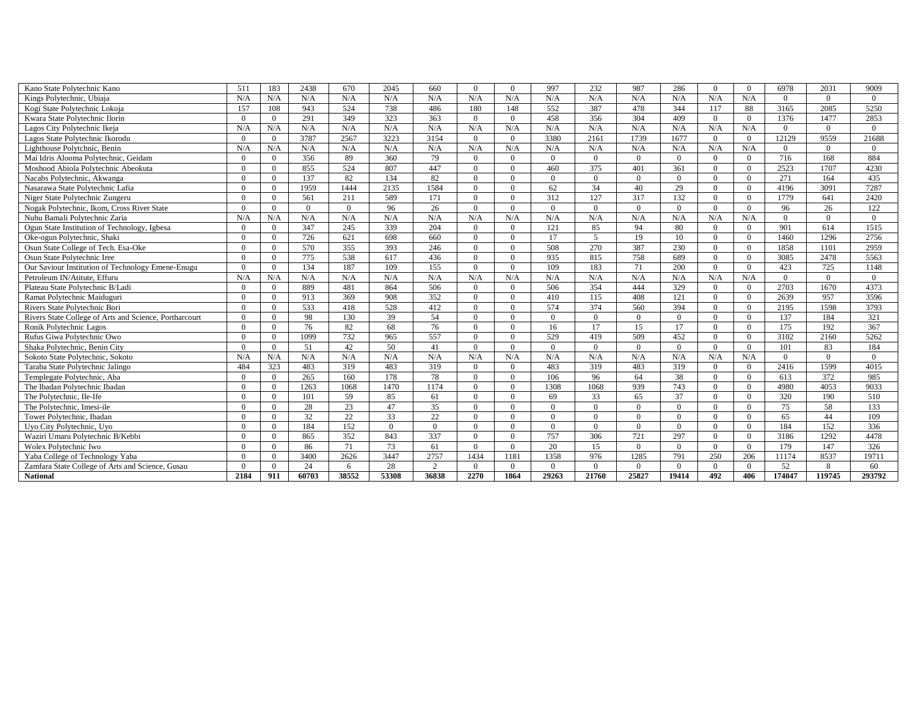| | | | | | | | | | | | | | | | | | |
|---|---|---|---|---|---|---|---|---|---|---|---|---|---|---|---|---|---|
| Kano State Polytechnic Kano | 511 | 183 | 2438 | 670 | 2045 | 660 | 0 | 0 | 997 | 232 | 987 | 286 | 0 | 0 | 6978 | 2031 | 9009 |
| Kings Polytechnic, Ubiaja | N/A | N/A | N/A | N/A | N/A | N/A | N/A | N/A | N/A | N/A | N/A | N/A | N/A | N/A | 0 | 0 | 0 |
| Kogi State Polytechnic Lokoja | 157 | 108 | 943 | 524 | 738 | 486 | 180 | 148 | 552 | 387 | 478 | 344 | 117 | 88 | 3165 | 2085 | 5250 |
| Kwara State Polytechnic Ilorin | 0 | 0 | 291 | 349 | 323 | 363 | 0 | 0 | 458 | 356 | 304 | 409 | 0 | 0 | 1376 | 1477 | 2853 |
| Lagos City Polytechnic Ikeja | N/A | N/A | N/A | N/A | N/A | N/A | N/A | N/A | N/A | N/A | N/A | N/A | N/A | N/A | 0 | 0 | 0 |
| Lagos State Polytechnic Ikorodu | 0 | 0 | 3787 | 2567 | 3223 | 3154 | 0 | 0 | 3380 | 2161 | 1739 | 1677 | 0 | 0 | 12129 | 9559 | 21688 |
| Lighthouse Polytchnic, Benin | N/A | N/A | N/A | N/A | N/A | N/A | N/A | N/A | N/A | N/A | N/A | N/A | N/A | N/A | 0 | 0 | 0 |
| Mai Idris Alooma Polytechnic, Geidam | 0 | 0 | 356 | 89 | 360 | 79 | 0 | 0 | 0 | 0 | 0 | 0 | 0 | 0 | 716 | 168 | 884 |
| Moshood Abiola Polytechnic Abeokuta | 0 | 0 | 855 | 524 | 807 | 447 | 0 | 0 | 460 | 375 | 401 | 361 | 0 | 0 | 2523 | 1707 | 4230 |
| Nacabs Polytechnic, Akwanga | 0 | 0 | 137 | 82 | 134 | 82 | 0 | 0 | 0 | 0 | 0 | 0 | 0 | 0 | 271 | 164 | 435 |
| Nasarawa State Polytechnic Lafia | 0 | 0 | 1959 | 1444 | 2135 | 1584 | 0 | 0 | 62 | 34 | 40 | 29 | 0 | 0 | 4196 | 3091 | 7287 |
| Niger State Polytechnic Zungeru | 0 | 0 | 561 | 211 | 589 | 171 | 0 | 0 | 312 | 127 | 317 | 132 | 0 | 0 | 1779 | 641 | 2420 |
| Nogak Polytechnic, Ikom, Cross River State | 0 | 0 | 0 | 0 | 96 | 26 | 0 | 0 | 0 | 0 | 0 | 0 | 0 | 0 | 96 | 26 | 122 |
| Nuhu Bamali Polytechnic Zaria | N/A | N/A | N/A | N/A | N/A | N/A | N/A | N/A | N/A | N/A | N/A | N/A | N/A | N/A | 0 | 0 | 0 |
| Ogun State Institution of Technology, Igbesa | 0 | 0 | 347 | 245 | 339 | 204 | 0 | 0 | 121 | 85 | 94 | 80 | 0 | 0 | 901 | 614 | 1515 |
| Oke-ogun Polytechnic, Shaki | 0 | 0 | 726 | 621 | 698 | 660 | 0 | 0 | 17 | 5 | 19 | 10 | 0 | 0 | 1460 | 1296 | 2756 |
| Osun State College of Tech. Esa-Oke | 0 | 0 | 570 | 355 | 393 | 246 | 0 | 0 | 508 | 270 | 387 | 230 | 0 | 0 | 1858 | 1101 | 2959 |
| Osun State Polytechnic Iree | 0 | 0 | 775 | 538 | 617 | 436 | 0 | 0 | 935 | 815 | 758 | 689 | 0 | 0 | 3085 | 2478 | 5563 |
| Our Saviour Institution of Technology Emene-Enugu | 0 | 0 | 134 | 187 | 109 | 155 | 0 | 0 | 109 | 183 | 71 | 200 | 0 | 0 | 423 | 725 | 1148 |
| Petroleum IN/Atitute, Effuru | N/A | N/A | N/A | N/A | N/A | N/A | N/A | N/A | N/A | N/A | N/A | N/A | N/A | N/A | 0 | 0 | 0 |
| Plateau State Polytechnic B/Ladi | 0 | 0 | 889 | 481 | 864 | 506 | 0 | 0 | 506 | 354 | 444 | 329 | 0 | 0 | 2703 | 1670 | 4373 |
| Ramat Polytechnic Maiduguri | 0 | 0 | 913 | 369 | 908 | 352 | 0 | 0 | 410 | 115 | 408 | 121 | 0 | 0 | 2639 | 957 | 3596 |
| Rivers State Polytechnic Bori | 0 | 0 | 533 | 418 | 528 | 412 | 0 | 0 | 574 | 374 | 560 | 394 | 0 | 0 | 2195 | 1598 | 3793 |
| Rivers State College of Arts and Science, Portharcourt | 0 | 0 | 98 | 130 | 39 | 54 | 0 | 0 | 0 | 0 | 0 | 0 | 0 | 0 | 137 | 184 | 321 |
| Ronik Polytechnic Lagos | 0 | 0 | 76 | 82 | 68 | 76 | 0 | 0 | 16 | 17 | 15 | 17 | 0 | 0 | 175 | 192 | 367 |
| Rufus Giwa Polytechnic Owo | 0 | 0 | 1099 | 732 | 965 | 557 | 0 | 0 | 529 | 419 | 509 | 452 | 0 | 0 | 3102 | 2160 | 5262 |
| Shaka Polytechnic, Benin City | 0 | 0 | 51 | 42 | 50 | 41 | 0 | 0 | 0 | 0 | 0 | 0 | 0 | 0 | 101 | 83 | 184 |
| Sokoto State Polytechnic, Sokoto | N/A | N/A | N/A | N/A | N/A | N/A | N/A | N/A | N/A | N/A | N/A | N/A | N/A | N/A | 0 | 0 | 0 |
| Taraba State Polytechnic Jalingo | 484 | 323 | 483 | 319 | 483 | 319 | 0 | 0 | 483 | 319 | 483 | 319 | 0 | 0 | 2416 | 1599 | 4015 |
| Templegate Polytechnic, Aba | 0 | 0 | 265 | 160 | 178 | 78 | 0 | 0 | 106 | 96 | 64 | 38 | 0 | 0 | 613 | 372 | 985 |
| The Ibadan Polytechnic Ibadan | 0 | 0 | 1263 | 1068 | 1470 | 1174 | 0 | 0 | 1308 | 1068 | 939 | 743 | 0 | 0 | 4980 | 4053 | 9033 |
| The Polytechnic, Ile-Ife | 0 | 0 | 101 | 59 | 85 | 61 | 0 | 0 | 69 | 33 | 65 | 37 | 0 | 0 | 320 | 190 | 510 |
| The Polytechnic, Imesi-ile | 0 | 0 | 28 | 23 | 47 | 35 | 0 | 0 | 0 | 0 | 0 | 0 | 0 | 0 | 75 | 58 | 133 |
| Tower Polytechnic, Ibadan | 0 | 0 | 32 | 22 | 33 | 22 | 0 | 0 | 0 | 0 | 0 | 0 | 0 | 0 | 65 | 44 | 109 |
| Uyo City Polytechnic, Uyo | 0 | 0 | 184 | 152 | 0 | 0 | 0 | 0 | 0 | 0 | 0 | 0 | 0 | 0 | 184 | 152 | 336 |
| Waziri Umaru Polytechnic B/Kebbi | 0 | 0 | 865 | 352 | 843 | 337 | 0 | 0 | 757 | 306 | 721 | 297 | 0 | 0 | 3186 | 1292 | 4478 |
| Wolex Polytechnic Iwo | 0 | 0 | 86 | 71 | 73 | 61 | 0 | 0 | 20 | 15 | 0 | 0 | 0 | 0 | 179 | 147 | 326 |
| Yaba College of Technology Yaba | 0 | 0 | 3400 | 2626 | 3447 | 2757 | 1434 | 1181 | 1358 | 976 | 1285 | 791 | 250 | 206 | 11174 | 8537 | 19711 |
| Zamfara State College of Arts and Science, Gusau | 0 | 0 | 24 | 6 | 28 | 2 | 0 | 0 | 0 | 0 | 0 | 0 | 0 | 0 | 52 | 8 | 60 |
| **National** | **2184** | **911** | **60703** | **38552** | **53308** | **36838** | **2270** | **1864** | **29263** | **21760** | **25827** | **19414** | **492** | **406** | **174047** | **119745** | **293792** |